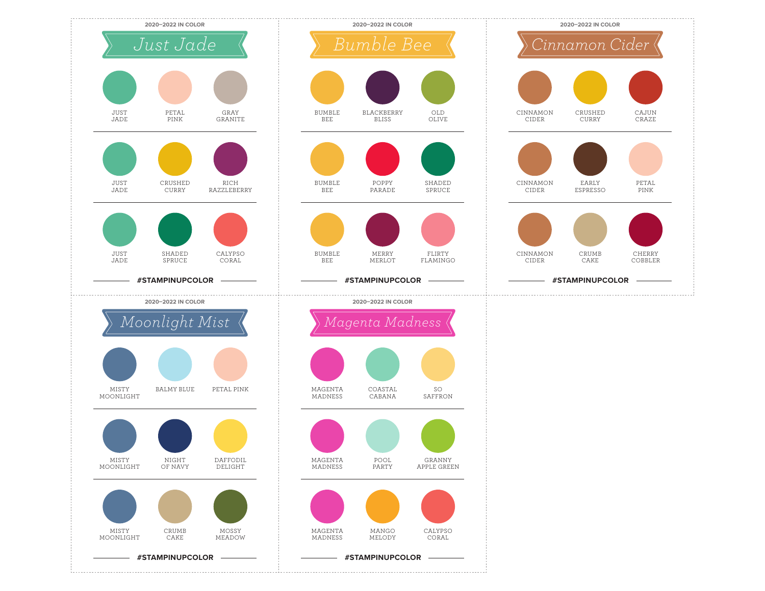2020–2022 IN COLOR

## Just Jade

JUST JADE · PETAL PINK · GRAY GRANITE

JUST JADE · CRUSHED CURRY · RICH RAZZLEBERRY

JUST JADE · SHADED SPRUCE · CALYPSO CORAL

#STAMPINUPCOLOR

2020–2022 IN COLOR

## Bumble Bee

BUMBLE BEE · BLACKBERRY BLISS · OLD OLIVE

BUMBLE BEE · POPPY PARADE · SHADED SPRUCE

BUMBLE BEE · MERRY MERLOT · FLIRTY FLAMINGO

#STAMPINUPCOLOR

2020–2022 IN COLOR

## Cinnamon Cider

CINNAMON CIDER · CRUSHED CURRY · CAJUN CRAZE

CINNAMON CIDER · EARLY ESPRESSO · PETAL PINK

CINNAMON CIDER · CRUMB CAKE · CHERRY COBBLER

#STAMPINUPCOLOR

2020–2022 IN COLOR

## Moonlight Mist

MISTY MOONLIGHT · BALMY BLUE · PETAL PINK

MISTY MOONLIGHT · NIGHT OF NAVY · DAFFODIL DELIGHT

MISTY MOONLIGHT · CRUMB CAKE · MOSSY MEADOW

#STAMPINUPCOLOR

2020–2022 IN COLOR

## Magenta Madness

MAGENTA MADNESS · COASTAL CABANA · SO SAFFRON

MAGENTA MADNESS · POOL PARTY · GRANNY APPLE GREEN

MAGENTA MADNESS · MANGO MELODY · CALYPSO CORAL

#STAMPINUPCOLOR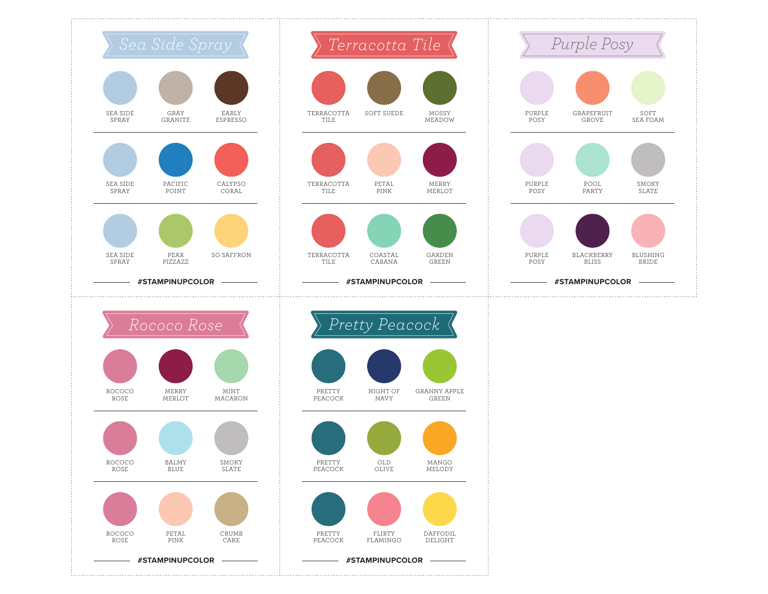## Sea Side Spray

| | | |
|---|---|---|
| SEA SIDE SPRAY | GRAY GRANITE | EARLY ESPRESSO |
| SEA SIDE SPRAY | PACIFIC POINT | CALYPSO CORAL |
| SEA SIDE SPRAY | PEAR PIZZAZZ | SO SAFFRON |

#STAMPINUPCOLOR

## Terracotta Tile

| | | |
|---|---|---|
| TERRACOTTA TILE | SOFT SUEDE | MOSSY MEADOW |
| TERRACOTTA TILE | PETAL PINK | MERRY MERLOT |
| TERRACOTTA TILE | COASTAL CABANA | GARDEN GREEN |

#STAMPINUPCOLOR

## Purple Posy

| | | |
|---|---|---|
| PURPLE POSY | GRAPEFRUIT GROVE | SOFT SEA FOAM |
| PURPLE POSY | POOL PARTY | SMOKY SLATE |
| PURPLE POSY | BLACKBERRY BLISS | BLUSHING BRIDE |

#STAMPINUPCOLOR

## Rococo Rose

| | | |
|---|---|---|
| ROCOCO ROSE | MERRY MERLOT | MINT MACARON |
| ROCOCO ROSE | BALMY BLUE | SMOKY SLATE |
| ROCOCO ROSE | PETAL PINK | CRUMB CAKE |

#STAMPINUPCOLOR

## Pretty Peacock

| | | |
|---|---|---|
| PRETTY PEACOCK | NIGHT OF NAVY | GRANNY APPLE GREEN |
| PRETTY PEACOCK | OLD OLIVE | MANGO MELODY |
| PRETTY PEACOCK | FLIRTY FLAMINGO | DAFFODIL DELIGHT |

#STAMPINUPCOLOR